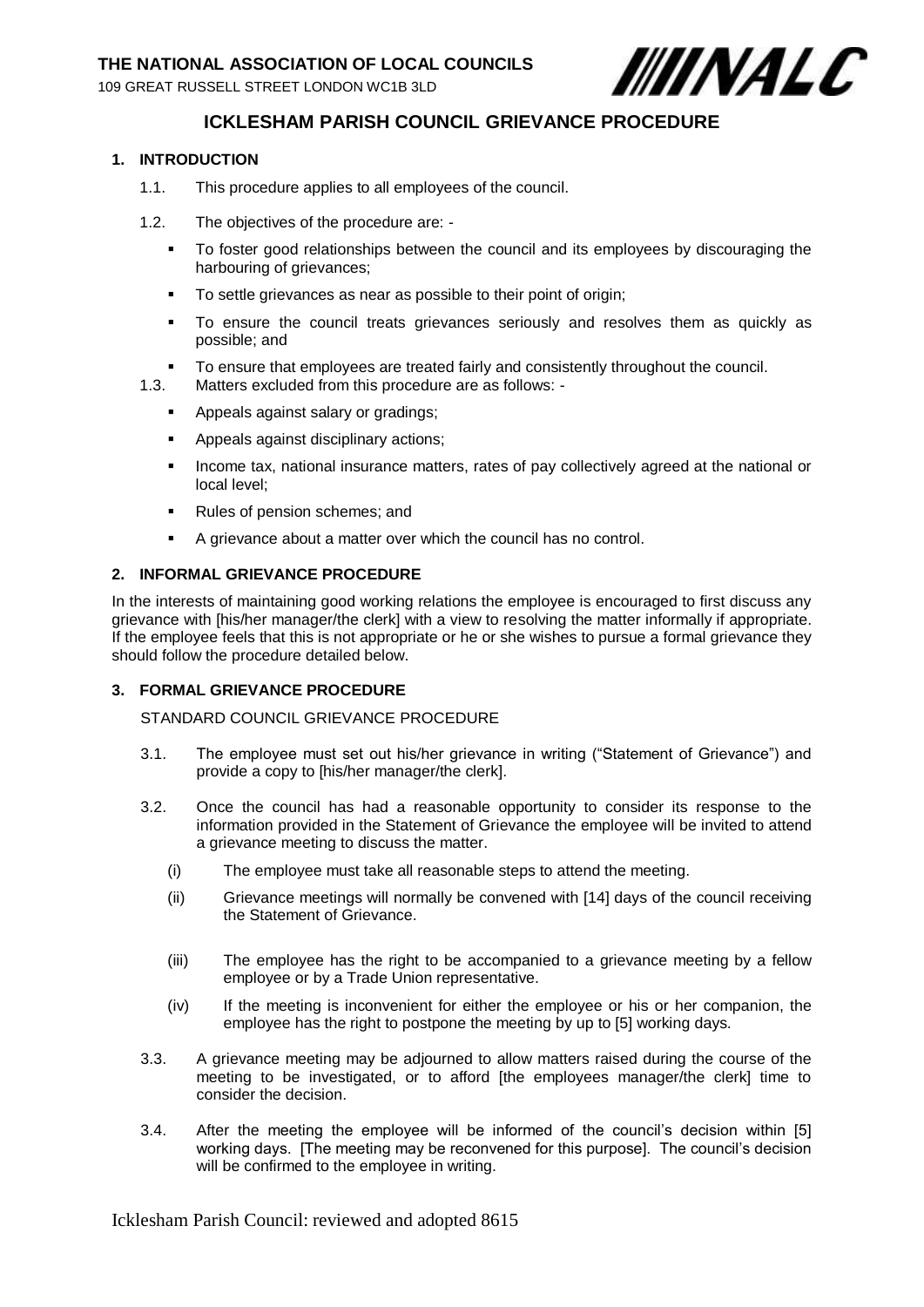**THE NATIONAL ASSOCIATION OF LOCAL COUNCILS**

109 GREAT RUSSELL STREET LONDON WC1B 3LD

# ICKLESHAM PARISH COUNCIL GRIEVANCE PROCEDURE

## 1. INTRODUCTION

1.1. This procedure applies to all employees of the council.

1.2. The objectives of the procedure are: -

- To foster good relationships between the council and its employees by discouraging the harbouring of grievances;
- To settle grievances as near as possible to their point of origin;
- To ensure the council treats grievances seriously and resolves them as quickly as possible; and
- To ensure that employees are treated fairly and consistently throughout the council.

1.3. Matters excluded from this procedure are as follows: -

- Appeals against salary or gradings;
- Appeals against disciplinary actions;
- Income tax, national insurance matters, rates of pay collectively agreed at the national or local level;
- Rules of pension schemes; and
- A grievance about a matter over which the council has no control.

## 2. INFORMAL GRIEVANCE PROCEDURE

In the interests of maintaining good working relations the employee is encouraged to first discuss any grievance with [his/her manager/the clerk] with a view to resolving the matter informally if appropriate. If the employee feels that this is not appropriate or he or she wishes to pursue a formal grievance they should follow the procedure detailed below.

## 3. FORMAL GRIEVANCE PROCEDURE

STANDARD COUNCIL GRIEVANCE PROCEDURE

3.1. The employee must set out his/her grievance in writing ("Statement of Grievance") and provide a copy to [his/her manager/the clerk].

3.2. Once the council has had a reasonable opportunity to consider its response to the information provided in the Statement of Grievance the employee will be invited to attend a grievance meeting to discuss the matter.

(i) The employee must take all reasonable steps to attend the meeting.

(ii) Grievance meetings will normally be convened with [14] days of the council receiving the Statement of Grievance.

(iii) The employee has the right to be accompanied to a grievance meeting by a fellow employee or by a Trade Union representative.

(iv) If the meeting is inconvenient for either the employee or his or her companion, the employee has the right to postpone the meeting by up to [5] working days.

3.3. A grievance meeting may be adjourned to allow matters raised during the course of the meeting to be investigated, or to afford [the employees manager/the clerk] time to consider the decision.

3.4. After the meeting the employee will be informed of the council's decision within [5] working days. [The meeting may be reconvened for this purpose]. The council's decision will be confirmed to the employee in writing.

Icklesham Parish Council: reviewed and adopted 8615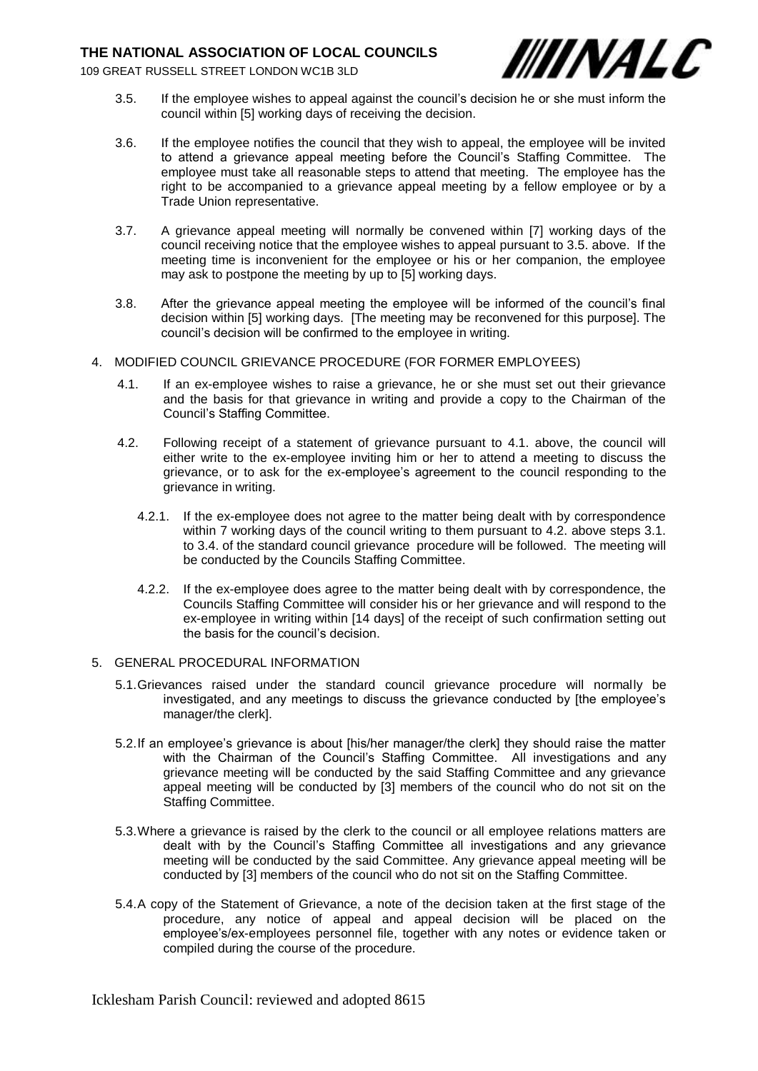3.5. If the employee wishes to appeal against the council's decision he or she must inform the council within [5] working days of receiving the decision.

3.6. If the employee notifies the council that they wish to appeal, the employee will be invited to attend a grievance appeal meeting before the Council's Staffing Committee. The employee must take all reasonable steps to attend that meeting. The employee has the right to be accompanied to a grievance appeal meeting by a fellow employee or by a Trade Union representative.

3.7. A grievance appeal meeting will normally be convened within [7] working days of the council receiving notice that the employee wishes to appeal pursuant to 3.5. above. If the meeting time is inconvenient for the employee or his or her companion, the employee may ask to postpone the meeting by up to [5] working days.

3.8. After the grievance appeal meeting the employee will be informed of the council's final decision within [5] working days. [The meeting may be reconvened for this purpose]. The council's decision will be confirmed to the employee in writing.

4. MODIFIED COUNCIL GRIEVANCE PROCEDURE (FOR FORMER EMPLOYEES)

4.1. If an ex-employee wishes to raise a grievance, he or she must set out their grievance and the basis for that grievance in writing and provide a copy to the Chairman of the Council's Staffing Committee.

4.2. Following receipt of a statement of grievance pursuant to 4.1. above, the council will either write to the ex-employee inviting him or her to attend a meeting to discuss the grievance, or to ask for the ex-employee's agreement to the council responding to the grievance in writing.

4.2.1. If the ex-employee does not agree to the matter being dealt with by correspondence within 7 working days of the council writing to them pursuant to 4.2. above steps 3.1. to 3.4. of the standard council grievance procedure will be followed. The meeting will be conducted by the Councils Staffing Committee.

4.2.2. If the ex-employee does agree to the matter being dealt with by correspondence, the Councils Staffing Committee will consider his or her grievance and will respond to the ex-employee in writing within [14 days] of the receipt of such confirmation setting out the basis for the council's decision.

5. GENERAL PROCEDURAL INFORMATION

5.1. Grievances raised under the standard council grievance procedure will normally be investigated, and any meetings to discuss the grievance conducted by [the employee's manager/the clerk].

5.2. If an employee's grievance is about [his/her manager/the clerk] they should raise the matter with the Chairman of the Council's Staffing Committee. All investigations and any grievance meeting will be conducted by the said Staffing Committee and any grievance appeal meeting will be conducted by [3] members of the council who do not sit on the Staffing Committee.

5.3. Where a grievance is raised by the clerk to the council or all employee relations matters are dealt with by the Council's Staffing Committee all investigations and any grievance meeting will be conducted by the said Committee. Any grievance appeal meeting will be conducted by [3] members of the council who do not sit on the Staffing Committee.

5.4. A copy of the Statement of Grievance, a note of the decision taken at the first stage of the procedure, any notice of appeal and appeal decision will be placed on the employee's/ex-employees personnel file, together with any notes or evidence taken or compiled during the course of the procedure.

Icklesham Parish Council: reviewed and adopted 8615